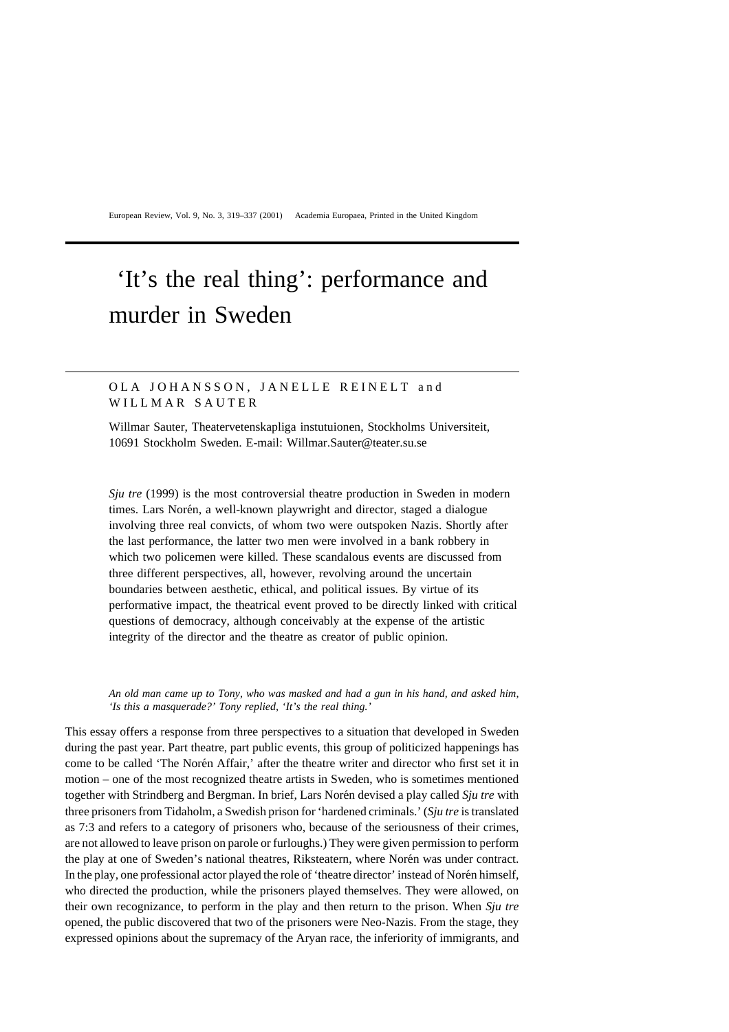# 'It's the real thing': performance and murder in Sweden

OLA JOHANSSON, JANELLE REINELT and WILLMAR SAUTER

Willmar Sauter, Theatervetenskapliga instutuionen, Stockholms Universiteit, 10691 Stockholm Sweden. E-mail: Willmar.Sauter@teater.su.se

*Sju tre* (1999) is the most controversial theatre production in Sweden in modern times. Lars Norén, a well-known playwright and director, staged a dialogue involving three real convicts, of whom two were outspoken Nazis. Shortly after the last performance, the latter two men were involved in a bank robbery in which two policemen were killed. These scandalous events are discussed from three different perspectives, all, however, revolving around the uncertain boundaries between aesthetic, ethical, and political issues. By virtue of its performative impact, the theatrical event proved to be directly linked with critical questions of democracy, although conceivably at the expense of the artistic integrity of the director and the theatre as creator of public opinion.

*An old man came up to Tony, who was masked and had a gun in his hand, and asked him, 'Is this a masquerade?' Tony replied, 'It's the real thing.'*

This essay offers a response from three perspectives to a situation that developed in Sweden during the past year. Part theatre, part public events, this group of politicized happenings has come to be called 'The Norén Affair,' after the theatre writer and director who first set it in motion – one of the most recognized theatre artists in Sweden, who is sometimes mentioned together with Strindberg and Bergman. In brief, Lars Norén devised a play called *Sju tre* with three prisoners from Tidaholm, a Swedish prison for 'hardened criminals.' (*Sju tre* is translated as 7:3 and refers to a category of prisoners who, because of the seriousness of their crimes, are not allowed to leave prison on parole or furloughs.) They were given permission to perform the play at one of Sweden's national theatres, Riksteatern, where Norén was under contract. In the play, one professional actor played the role of 'theatre director' instead of Norén himself, who directed the production, while the prisoners played themselves. They were allowed, on their own recognizance, to perform in the play and then return to the prison. When *Sju tre* opened, the public discovered that two of the prisoners were Neo-Nazis. From the stage, they expressed opinions about the supremacy of the Aryan race, the inferiority of immigrants, and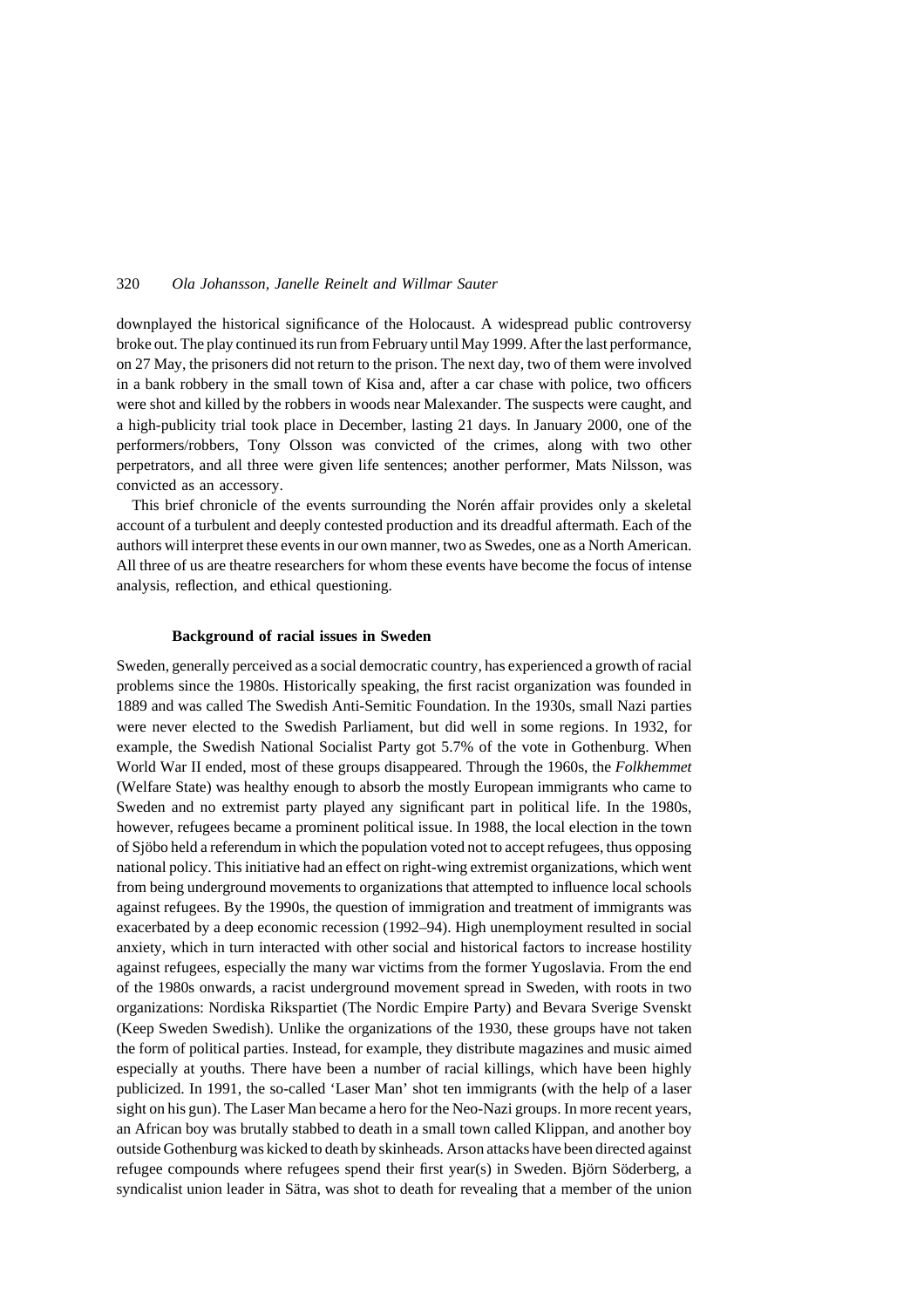downplayed the historical significance of the Holocaust. A widespread public controversy broke out. The play continued its run from February until May 1999. After the last performance, on 27 May, the prisoners did not return to the prison. The next day, two of them were involved in a bank robbery in the small town of Kisa and, after a car chase with police, two officers were shot and killed by the robbers in woods near Malexander. The suspects were caught, and a high-publicity trial took place in December, lasting 21 days. In January 2000, one of the performers/robbers, Tony Olsson was convicted of the crimes, along with two other perpetrators, and all three were given life sentences; another performer, Mats Nilsson, was convicted as an accessory.

This brief chronicle of the events surrounding the Norén affair provides only a skeletal account of a turbulent and deeply contested production and its dreadful aftermath. Each of the authors will interpret these events in our own manner, two as Swedes, one as a North American. All three of us are theatre researchers for whom these events have become the focus of intense analysis, reflection, and ethical questioning.

## Background of racial issues in Sweden

Sweden, generally perceived as a social democratic country, has experienced a growth of racial problems since the 1980s. Historically speaking, the first racist organization was founded in 1889 and was called The Swedish Anti-Semitic Foundation. In the 1930s, small Nazi parties were never elected to the Swedish Parliament, but did well in some regions. In 1932, for example, the Swedish National Socialist Party got 5.7% of the vote in Gothenburg. When World War II ended, most of these groups disappeared. Through the 1960s, the *Folkhemmet* (Welfare State) was healthy enough to absorb the mostly European immigrants who came to Sweden and no extremist party played any significant part in political life. In the 1980s, however, refugees became a prominent political issue. In 1988, the local election in the town of Sjöbo held a referendum in which the population voted not to accept refugees, thus opposing national policy. This initiative had an effect on right-wing extremist organizations, which went from being underground movements to organizations that attempted to influence local schools against refugees. By the 1990s, the question of immigration and treatment of immigrants was exacerbated by a deep economic recession (1992–94). High unemployment resulted in social anxiety, which in turn interacted with other social and historical factors to increase hostility against refugees, especially the many war victims from the former Yugoslavia. From the end of the 1980s onwards, a racist underground movement spread in Sweden, with roots in two organizations: Nordiska Rikspartiet (The Nordic Empire Party) and Bevara Sverige Svenskt (Keep Sweden Swedish). Unlike the organizations of the 1930s, these groups have not taken the form of political parties. Instead, for example, they distribute magazines and music aimed especially at youths. There have been a number of racial killings, which have been highly publicized. In 1991, the so-called 'Laser Man' shot ten immigrants (with the help of a laser sight on his gun). The Laser Man became a hero for the Neo-Nazi groups. In more recent years, an African boy was brutally stabbed to death in a small town called Klippan, and another boy outside Gothenburg was kicked to death by skinheads. Arson attacks have been directed against refugee compounds where refugees spend their first year(s) in Sweden. Björn Söderberg, a syndicalist union leader in Sätra, was shot to death for revealing that a member of the union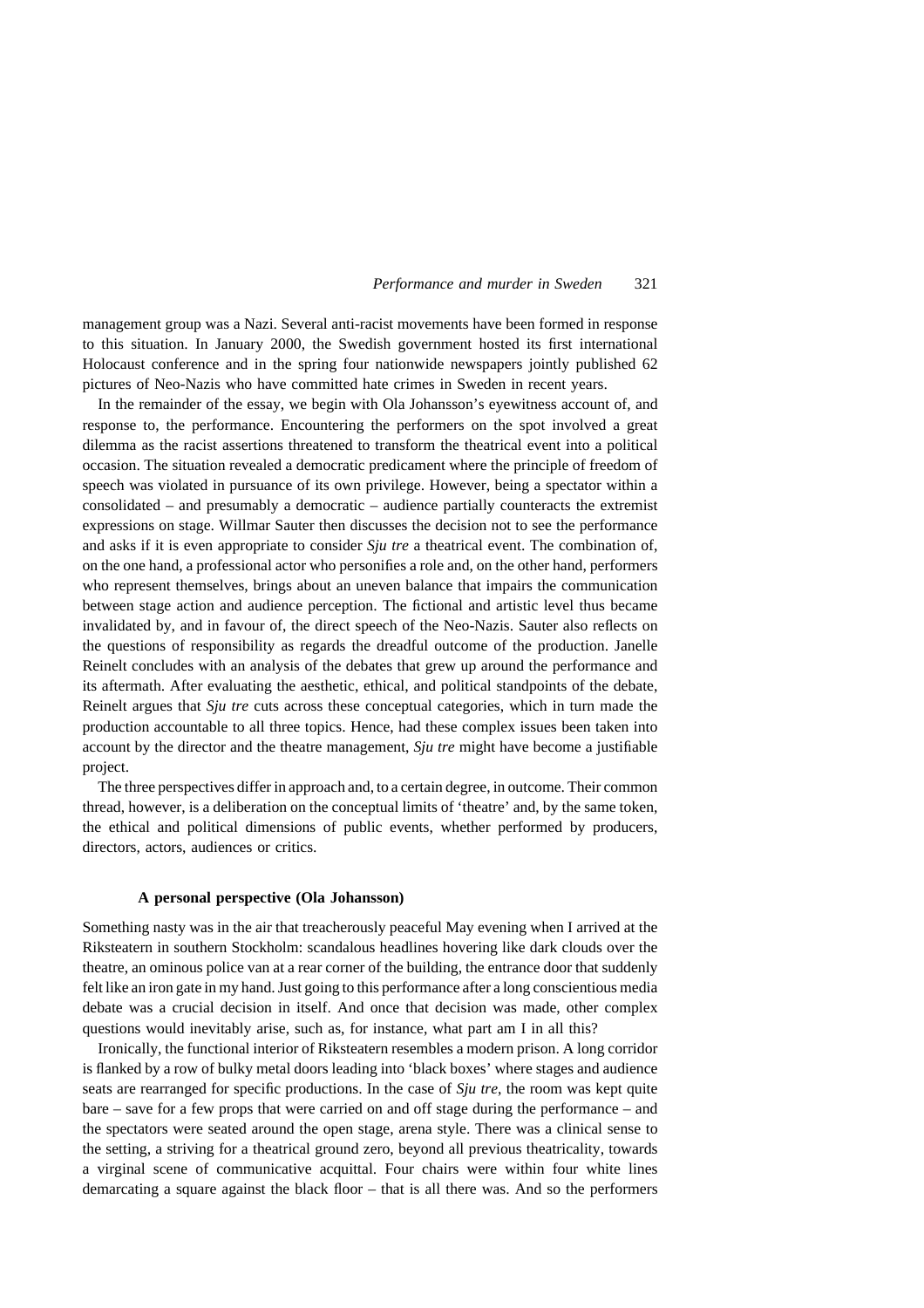management group was a Nazi. Several anti-racist movements have been formed in response to this situation. In January 2000, the Swedish government hosted its first international Holocaust conference and in the spring four nationwide newspapers jointly published 62 pictures of Neo-Nazis who have committed hate crimes in Sweden in recent years.

In the remainder of the essay, we begin with Ola Johansson's eyewitness account of, and response to, the performance. Encountering the performers on the spot involved a great dilemma as the racist assertions threatened to transform the theatrical event into a political occasion. The situation revealed a democratic predicament where the principle of freedom of speech was violated in pursuance of its own privilege. However, being a spectator within a consolidated – and presumably a democratic – audience partially counteracts the extremist expressions on stage. Willmar Sauter then discusses the decision not to see the performance and asks if it is even appropriate to consider *Sju tre* a theatrical event. The combination of, on the one hand, a professional actor who personifies a role and, on the other hand, performers who represent themselves, brings about an uneven balance that impairs the communication between stage action and audience perception. The fictional and artistic level thus became invalidated by, and in favour of, the direct speech of the Neo-Nazis. Sauter also reflects on the questions of responsibility as regards the dreadful outcome of the production. Janelle Reinelt concludes with an analysis of the debates that grew up around the performance and its aftermath. After evaluating the aesthetic, ethical, and political standpoints of the debate, Reinelt argues that *Sju tre* cuts across these conceptual categories, which in turn made the production accountable to all three topics. Hence, had these complex issues been taken into account by the director and the theatre management, *Sju tre* might have become a justifiable project.

The three perspectives differ in approach and, to a certain degree, in outcome. Their common thread, however, is a deliberation on the conceptual limits of 'theatre' and, by the same token, the ethical and political dimensions of public events, whether performed by producers, directors, actors, audiences or critics.

### A personal perspective (Ola Johansson)

Something nasty was in the air that treacherously peaceful May evening when I arrived at the Riksteatern in southern Stockholm: scandalous headlines hovering like dark clouds over the theatre, an ominous police van at a rear corner of the building, the entrance door that suddenly felt like an iron gate in my hand. Just going to this performance after a long conscientious media debate was a crucial decision in itself. And once that decision was made, other complex questions would inevitably arise, such as, for instance, what part am I in all this?

Ironically, the functional interior of Riksteatern resembles a modern prison. A long corridor is flanked by a row of bulky metal doors leading into 'black boxes' where stages and audience seats are rearranged for specific productions. In the case of *Sju tre*, the room was kept quite bare – save for a few props that were carried on and off stage during the performance – and the spectators were seated around the open stage, arena style. There was a clinical sense to the setting, a striving for a theatrical ground zero, beyond all previous theatricality, towards a virginal scene of communicative acquittal. Four chairs were within four white lines demarcating a square against the black floor – that is all there was. And so the performers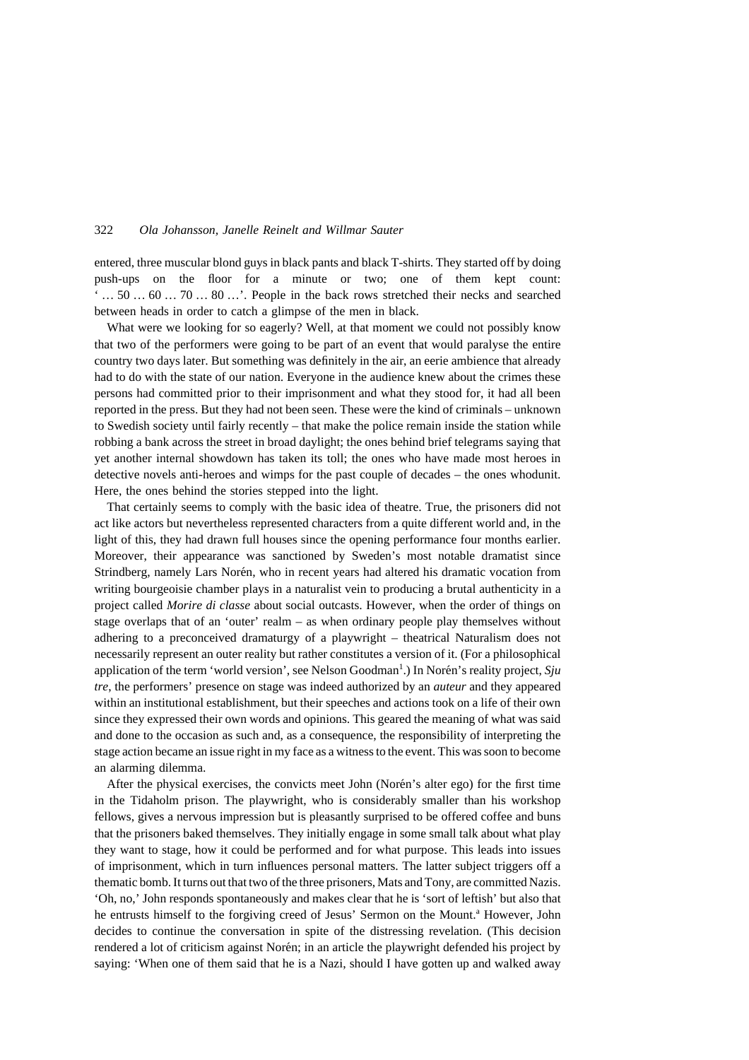entered, three muscular blond guys in black pants and black T-shirts. They started off by doing push-ups on the floor for a minute or two; one of them kept count: ' … 50 … 60 … 70 … 80 …'. People in the back rows stretched their necks and searched between heads in order to catch a glimpse of the men in black.

What were we looking for so eagerly? Well, at that moment we could not possibly know that two of the performers were going to be part of an event that would paralyse the entire country two days later. But something was definitely in the air, an eerie ambience that already had to do with the state of our nation. Everyone in the audience knew about the crimes these persons had committed prior to their imprisonment and what they stood for, it had all been reported in the press. But they had not been seen. These were the kind of criminals – unknown to Swedish society until fairly recently – that make the police remain inside the station while robbing a bank across the street in broad daylight; the ones behind brief telegrams saying that yet another internal showdown has taken its toll; the ones who have made most heroes in detective novels anti-heroes and wimps for the past couple of decades – the ones whodunit. Here, the ones behind the stories stepped into the light.

That certainly seems to comply with the basic idea of theatre. True, the prisoners did not act like actors but nevertheless represented characters from a quite different world and, in the light of this, they had drawn full houses since the opening performance four months earlier. Moreover, their appearance was sanctioned by Sweden's most notable dramatist since Strindberg, namely Lars Norén, who in recent years had altered his dramatic vocation from writing bourgeoisie chamber plays in a naturalist vein to producing a brutal authenticity in a project called *Morire di classe* about social outcasts. However, when the order of things on stage overlaps that of an 'outer' realm – as when ordinary people play themselves without adhering to a preconceived dramaturgy of a playwright – theatrical Naturalism does not necessarily represent an outer reality but rather constitutes a version of it. (For a philosophical application of the term 'world version', see Nelson Goodman[1].) In Norén's reality project, *Sju tre*, the performers' presence on stage was indeed authorized by an *auteur* and they appeared within an institutional establishment, but their speeches and actions took on a life of their own since they expressed their own words and opinions. This geared the meaning of what was said and done to the occasion as such and, as a consequence, the responsibility of interpreting the stage action became an issue right in my face as a witness to the event. This was soon to become an alarming dilemma.

After the physical exercises, the convicts meet John (Norén's alter ego) for the first time in the Tidaholm prison. The playwright, who is considerably smaller than his workshop fellows, gives a nervous impression but is pleasantly surprised to be offered coffee and buns that the prisoners baked themselves. They initially engage in some small talk about what play they want to stage, how it could be performed and for what purpose. This leads into issues of imprisonment, which in turn influences personal matters. The latter subject triggers off a thematic bomb. It turns out that two of the three prisoners, Mats and Tony, are committed Nazis. 'Oh, no,' John responds spontaneously and makes clear that he is 'sort of leftish' but also that he entrusts himself to the forgiving creed of Jesus' Sermon on the Mount.[a] However, John decides to continue the conversation in spite of the distressing revelation. (This decision rendered a lot of criticism against Norén; in an article the playwright defended his project by saying: 'When one of them said that he is a Nazi, should I have gotten up and walked away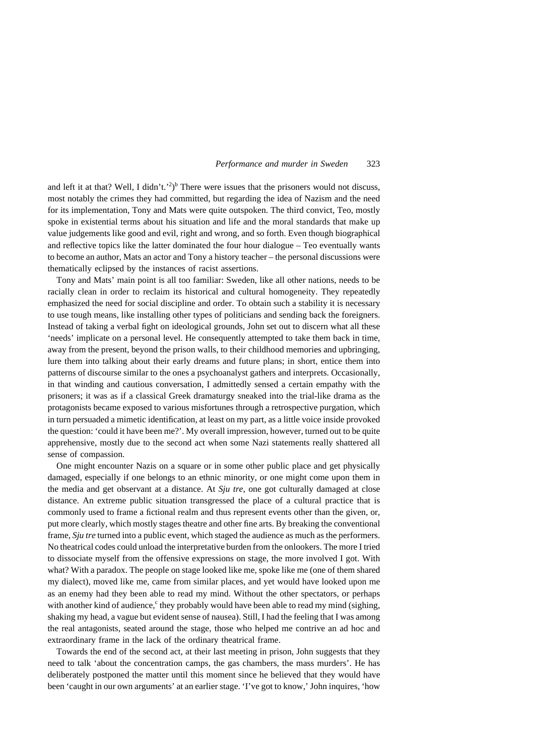and left it at that? Well, I didn't.'[2])[b] There were issues that the prisoners would not discuss, most notably the crimes they had committed, but regarding the idea of Nazism and the need for its implementation, Tony and Mats were quite outspoken. The third convict, Teo, mostly spoke in existential terms about his situation and life and the moral standards that make up value judgements like good and evil, right and wrong, and so forth. Even though biographical and reflective topics like the latter dominated the four hour dialogue – Teo eventually wants to become an author, Mats an actor and Tony a history teacher – the personal discussions were thematically eclipsed by the instances of racist assertions.

Tony and Mats' main point is all too familiar: Sweden, like all other nations, needs to be racially clean in order to reclaim its historical and cultural homogeneity. They repeatedly emphasized the need for social discipline and order. To obtain such a stability it is necessary to use tough means, like installing other types of politicians and sending back the foreigners. Instead of taking a verbal fight on ideological grounds, John set out to discern what all these 'needs' implicate on a personal level. He consequently attempted to take them back in time, away from the present, beyond the prison walls, to their childhood memories and upbringing, lure them into talking about their early dreams and future plans; in short, entice them into patterns of discourse similar to the ones a psychoanalyst gathers and interprets. Occasionally, in that winding and cautious conversation, I admittedly sensed a certain empathy with the prisoners; it was as if a classical Greek dramaturgy sneaked into the trial-like drama as the protagonists became exposed to various misfortunes through a retrospective purgation, which in turn persuaded a mimetic identification, at least on my part, as a little voice inside provoked the question: 'could it have been me?'. My overall impression, however, turned out to be quite apprehensive, mostly due to the second act when some Nazi statements really shattered all sense of compassion.

One might encounter Nazis on a square or in some other public place and get physically damaged, especially if one belongs to an ethnic minority, or one might come upon them in the media and get observant at a distance. At *Sju tre*, one got culturally damaged at close distance. An extreme public situation transgressed the place of a cultural practice that is commonly used to frame a fictional realm and thus represent events other than the given, or, put more clearly, which mostly stages theatre and other fine arts. By breaking the conventional frame, *Sju tre* turned into a public event, which staged the audience as much as the performers. No theatrical codes could unload the interpretative burden from the onlookers. The more I tried to dissociate myself from the offensive expressions on stage, the more involved I got. With what? With a paradox. The people on stage looked like me, spoke like me (one of them shared my dialect), moved like me, came from similar places, and yet would have looked upon me as an enemy had they been able to read my mind. Without the other spectators, or perhaps with another kind of audience,[c] they probably would have been able to read my mind (sighing, shaking my head, a vague but evident sense of nausea). Still, I had the feeling that I was among the real antagonists, seated around the stage, those who helped me contrive an ad hoc and extraordinary frame in the lack of the ordinary theatrical frame.

Towards the end of the second act, at their last meeting in prison, John suggests that they need to talk 'about the concentration camps, the gas chambers, the mass murders'. He has deliberately postponed the matter until this moment since he believed that they would have been 'caught in our own arguments' at an earlier stage. 'I've got to know,' John inquires, 'how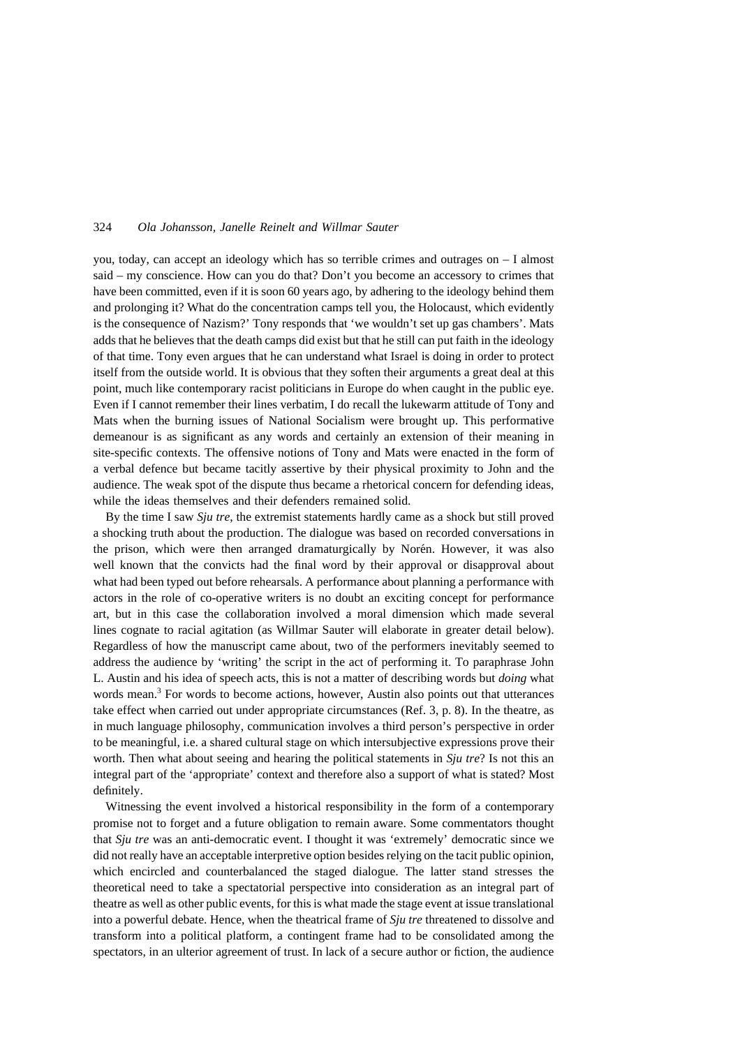you, today, can accept an ideology which has so terrible crimes and outrages on – I almost said – my conscience. How can you do that? Don't you become an accessory to crimes that have been committed, even if it is soon 60 years ago, by adhering to the ideology behind them and prolonging it? What do the concentration camps tell you, the Holocaust, which evidently is the consequence of Nazism?' Tony responds that 'we wouldn't set up gas chambers'. Mats adds that he believes that the death camps did exist but that he still can put faith in the ideology of that time. Tony even argues that he can understand what Israel is doing in order to protect itself from the outside world. It is obvious that they soften their arguments a great deal at this point, much like contemporary racist politicians in Europe do when caught in the public eye. Even if I cannot remember their lines verbatim, I do recall the lukewarm attitude of Tony and Mats when the burning issues of National Socialism were brought up. This performative demeanour is as significant as any words and certainly an extension of their meaning in site-specific contexts. The offensive notions of Tony and Mats were enacted in the form of a verbal defence but became tacitly assertive by their physical proximity to John and the audience. The weak spot of the dispute thus became a rhetorical concern for defending ideas, while the ideas themselves and their defenders remained solid.

By the time I saw *Sju tre*, the extremist statements hardly came as a shock but still proved a shocking truth about the production. The dialogue was based on recorded conversations in the prison, which were then arranged dramaturgically by Norén. However, it was also well known that the convicts had the final word by their approval or disapproval about what had been typed out before rehearsals. A performance about planning a performance with actors in the role of co-operative writers is no doubt an exciting concept for performance art, but in this case the collaboration involved a moral dimension which made several lines cognate to racial agitation (as Willmar Sauter will elaborate in greater detail below). Regardless of how the manuscript came about, two of the performers inevitably seemed to address the audience by 'writing' the script in the act of performing it. To paraphrase John L. Austin and his idea of speech acts, this is not a matter of describing words but *doing* what words mean.[3] For words to become actions, however, Austin also points out that utterances take effect when carried out under appropriate circumstances (Ref. 3, p. 8). In the theatre, as in much language philosophy, communication involves a third person's perspective in order to be meaningful, i.e. a shared cultural stage on which intersubjective expressions prove their worth. Then what about seeing and hearing the political statements in *Sju tre*? Is not this an integral part of the 'appropriate' context and therefore also a support of what is stated? Most definitely.

Witnessing the event involved a historical responsibility in the form of a contemporary promise not to forget and a future obligation to remain aware. Some commentators thought that *Sju tre* was an anti-democratic event. I thought it was 'extremely' democratic since we did not really have an acceptable interpretive option besides relying on the tacit public opinion, which encircled and counterbalanced the staged dialogue. The latter stand stresses the theoretical need to take a spectatorial perspective into consideration as an integral part of theatre as well as other public events, for this is what made the stage event at issue translational into a powerful debate. Hence, when the theatrical frame of *Sju tre* threatened to dissolve and transform into a political platform, a contingent frame had to be consolidated among the spectators, in an ulterior agreement of trust. In lack of a secure author or fiction, the audience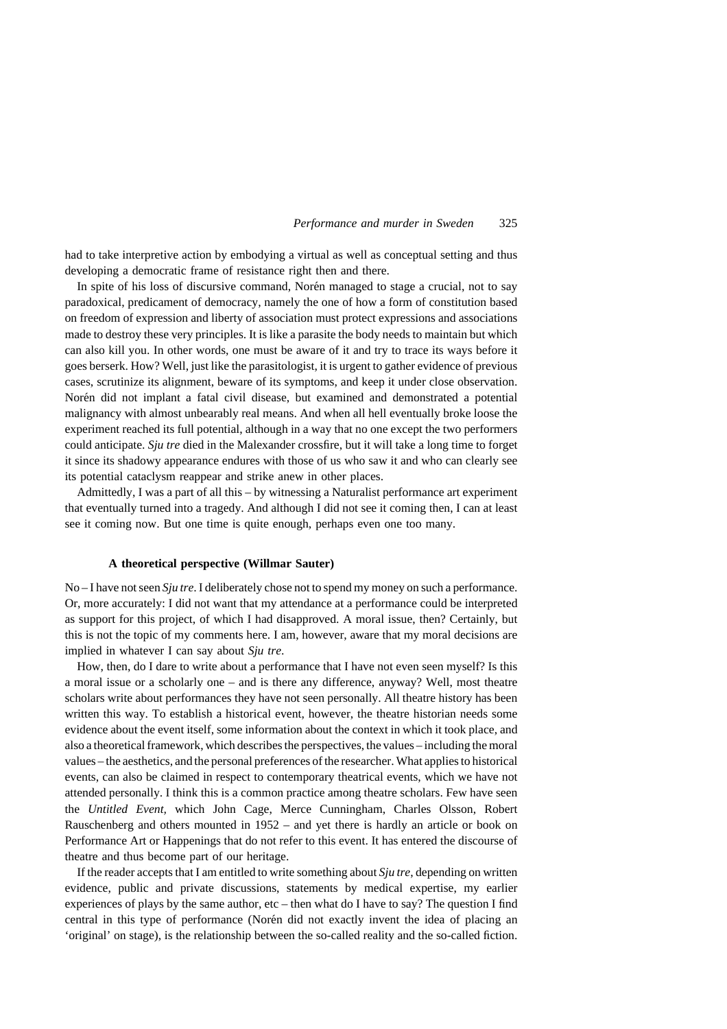had to take interpretive action by embodying a virtual as well as conceptual setting and thus developing a democratic frame of resistance right then and there.

In spite of his loss of discursive command, Norén managed to stage a crucial, not to say paradoxical, predicament of democracy, namely the one of how a form of constitution based on freedom of expression and liberty of association must protect expressions and associations made to destroy these very principles. It is like a parasite the body needs to maintain but which can also kill you. In other words, one must be aware of it and try to trace its ways before it goes berserk. How? Well, just like the parasitologist, it is urgent to gather evidence of previous cases, scrutinize its alignment, beware of its symptoms, and keep it under close observation. Norén did not implant a fatal civil disease, but examined and demonstrated a potential malignancy with almost unbearably real means. And when all hell eventually broke loose the experiment reached its full potential, although in a way that no one except the two performers could anticipate. *Sju tre* died in the Malexander crossfire, but it will take a long time to forget it since its shadowy appearance endures with those of us who saw it and who can clearly see its potential cataclysm reappear and strike anew in other places.

Admittedly, I was a part of all this – by witnessing a Naturalist performance art experiment that eventually turned into a tragedy. And although I did not see it coming then, I can at least see it coming now. But one time is quite enough, perhaps even one too many.

### A theoretical perspective (Willmar Sauter)

No – I have not seen *Sju tre*. I deliberately chose not to spend my money on such a performance. Or, more accurately: I did not want that my attendance at a performance could be interpreted as support for this project, of which I had disapproved. A moral issue, then? Certainly, but this is not the topic of my comments here. I am, however, aware that my moral decisions are implied in whatever I can say about *Sju tre*.

How, then, do I dare to write about a performance that I have not even seen myself? Is this a moral issue or a scholarly one – and is there any difference, anyway? Well, most theatre scholars write about performances they have not seen personally. All theatre history has been written this way. To establish a historical event, however, the theatre historian needs some evidence about the event itself, some information about the context in which it took place, and also a theoretical framework, which describes the perspectives, the values – including the moral values – the aesthetics, and the personal preferences of the researcher. What applies to historical events, can also be claimed in respect to contemporary theatrical events, which we have not attended personally. I think this is a common practice among theatre scholars. Few have seen the *Untitled Event*, which John Cage, Merce Cunningham, Charles Olsson, Robert Rauschenberg and others mounted in 1952 – and yet there is hardly an article or book on Performance Art or Happenings that do not refer to this event. It has entered the discourse of theatre and thus become part of our heritage.

If the reader accepts that I am entitled to write something about *Sju tre*, depending on written evidence, public and private discussions, statements by medical expertise, my earlier experiences of plays by the same author, etc – then what do I have to say? The question I find central in this type of performance (Norén did not exactly invent the idea of placing an 'original' on stage), is the relationship between the so-called reality and the so-called fiction.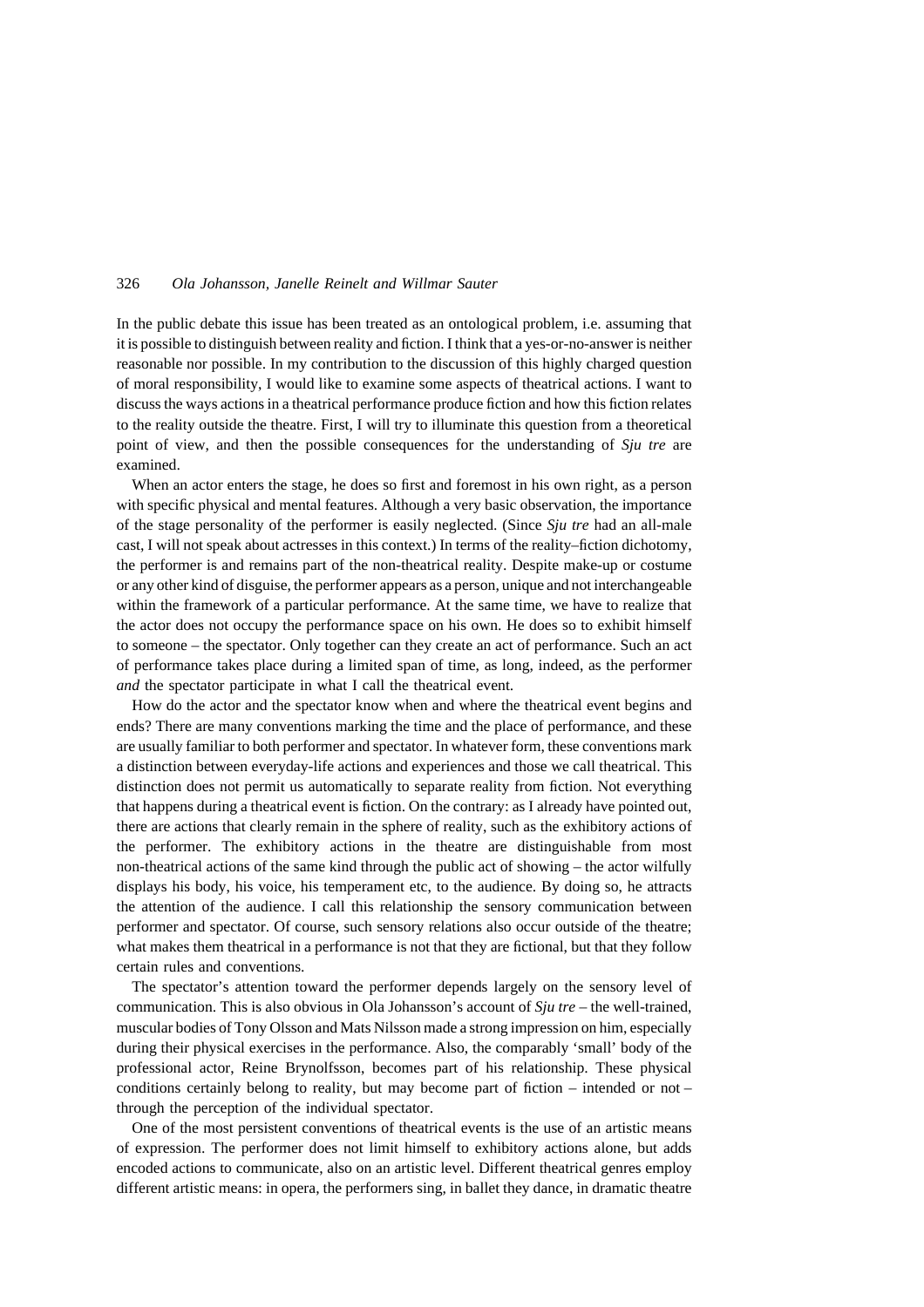In the public debate this issue has been treated as an ontological problem, i.e. assuming that it is possible to distinguish between reality and fiction. I think that a yes-or-no-answer is neither reasonable nor possible. In my contribution to the discussion of this highly charged question of moral responsibility, I would like to examine some aspects of theatrical actions. I want to discuss the ways actions in a theatrical performance produce fiction and how this fiction relates to the reality outside the theatre. First, I will try to illuminate this question from a theoretical point of view, and then the possible consequences for the understanding of *Sju tre* are examined.

When an actor enters the stage, he does so first and foremost in his own right, as a person with specific physical and mental features. Although a very basic observation, the importance of the stage personality of the performer is easily neglected. (Since *Sju tre* had an all-male cast, I will not speak about actresses in this context.) In terms of the reality–fiction dichotomy, the performer is and remains part of the non-theatrical reality. Despite make-up or costume or any other kind of disguise, the performer appears as a person, unique and not interchangeable within the framework of a particular performance. At the same time, we have to realize that the actor does not occupy the performance space on his own. He does so to exhibit himself to someone – the spectator. Only together can they create an act of performance. Such an act of performance takes place during a limited span of time, as long, indeed, as the performer *and* the spectator participate in what I call the theatrical event.

How do the actor and the spectator know when and where the theatrical event begins and ends? There are many conventions marking the time and the place of performance, and these are usually familiar to both performer and spectator. In whatever form, these conventions mark a distinction between everyday-life actions and experiences and those we call theatrical. This distinction does not permit us automatically to separate reality from fiction. Not everything that happens during a theatrical event is fiction. On the contrary: as I already have pointed out, there are actions that clearly remain in the sphere of reality, such as the exhibitory actions of the performer. The exhibitory actions in the theatre are distinguishable from most non-theatrical actions of the same kind through the public act of showing – the actor wilfully displays his body, his voice, his temperament etc, to the audience. By doing so, he attracts the attention of the audience. I call this relationship the sensory communication between performer and spectator. Of course, such sensory relations also occur outside of the theatre; what makes them theatrical in a performance is not that they are fictional, but that they follow certain rules and conventions.

The spectator's attention toward the performer depends largely on the sensory level of communication. This is also obvious in Ola Johansson's account of *Sju tre* – the well-trained, muscular bodies of Tony Olsson and Mats Nilsson made a strong impression on him, especially during their physical exercises in the performance. Also, the comparably 'small' body of the professional actor, Reine Brynolfsson, becomes part of his relationship. These physical conditions certainly belong to reality, but may become part of fiction – intended or not – through the perception of the individual spectator.

One of the most persistent conventions of theatrical events is the use of an artistic means of expression. The performer does not limit himself to exhibitory actions alone, but adds encoded actions to communicate, also on an artistic level. Different theatrical genres employ different artistic means: in opera, the performers sing, in ballet they dance, in dramatic theatre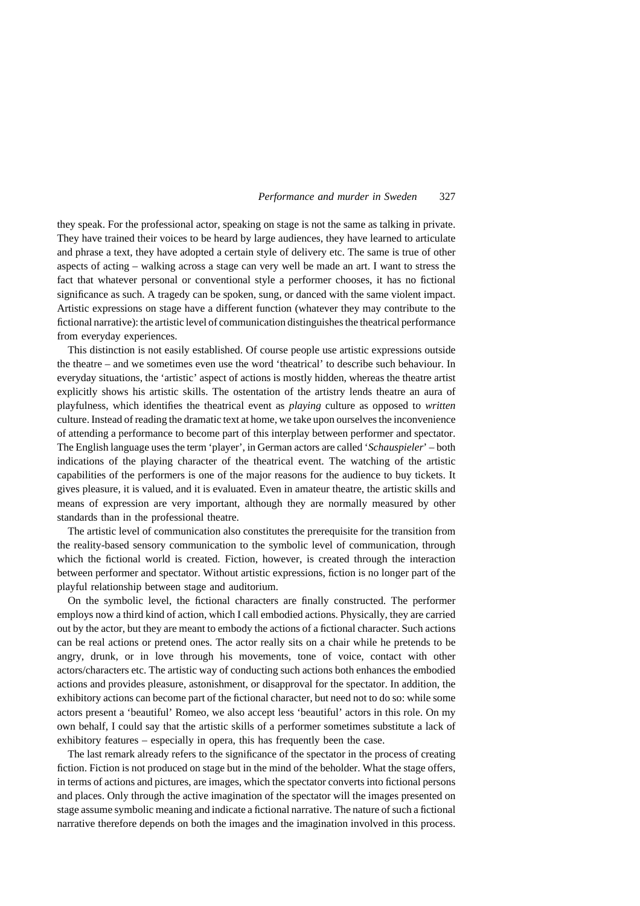they speak. For the professional actor, speaking on stage is not the same as talking in private. They have trained their voices to be heard by large audiences, they have learned to articulate and phrase a text, they have adopted a certain style of delivery etc. The same is true of other aspects of acting – walking across a stage can very well be made an art. I want to stress the fact that whatever personal or conventional style a performer chooses, it has no fictional significance as such. A tragedy can be spoken, sung, or danced with the same violent impact. Artistic expressions on stage have a different function (whatever they may contribute to the fictional narrative): the artistic level of communication distinguishes the theatrical performance from everyday experiences.

This distinction is not easily established. Of course people use artistic expressions outside the theatre – and we sometimes even use the word 'theatrical' to describe such behaviour. In everyday situations, the 'artistic' aspect of actions is mostly hidden, whereas the theatre artist explicitly shows his artistic skills. The ostentation of the artistry lends theatre an aura of playfulness, which identifies the theatrical event as *playing* culture as opposed to *written* culture. Instead of reading the dramatic text at home, we take upon ourselves the inconvenience of attending a performance to become part of this interplay between performer and spectator. The English language uses the term 'player', in German actors are called '*Schauspieler*' – both indications of the playing character of the theatrical event. The watching of the artistic capabilities of the performers is one of the major reasons for the audience to buy tickets. It gives pleasure, it is valued, and it is evaluated. Even in amateur theatre, the artistic skills and means of expression are very important, although they are normally measured by other standards than in the professional theatre.

The artistic level of communication also constitutes the prerequisite for the transition from the reality-based sensory communication to the symbolic level of communication, through which the fictional world is created. Fiction, however, is created through the interaction between performer and spectator. Without artistic expressions, fiction is no longer part of the playful relationship between stage and auditorium.

On the symbolic level, the fictional characters are finally constructed. The performer employs now a third kind of action, which I call embodied actions. Physically, they are carried out by the actor, but they are meant to embody the actions of a fictional character. Such actions can be real actions or pretend ones. The actor really sits on a chair while he pretends to be angry, drunk, or in love through his movements, tone of voice, contact with other actors/characters etc. The artistic way of conducting such actions both enhances the embodied actions and provides pleasure, astonishment, or disapproval for the spectator. In addition, the exhibitory actions can become part of the fictional character, but need not to do so: while some actors present a 'beautiful' Romeo, we also accept less 'beautiful' actors in this role. On my own behalf, I could say that the artistic skills of a performer sometimes substitute a lack of exhibitory features – especially in opera, this has frequently been the case.

The last remark already refers to the significance of the spectator in the process of creating fiction. Fiction is not produced on stage but in the mind of the beholder. What the stage offers, in terms of actions and pictures, are images, which the spectator converts into fictional persons and places. Only through the active imagination of the spectator will the images presented on stage assume symbolic meaning and indicate a fictional narrative. The nature of such a fictional narrative therefore depends on both the images and the imagination involved in this process.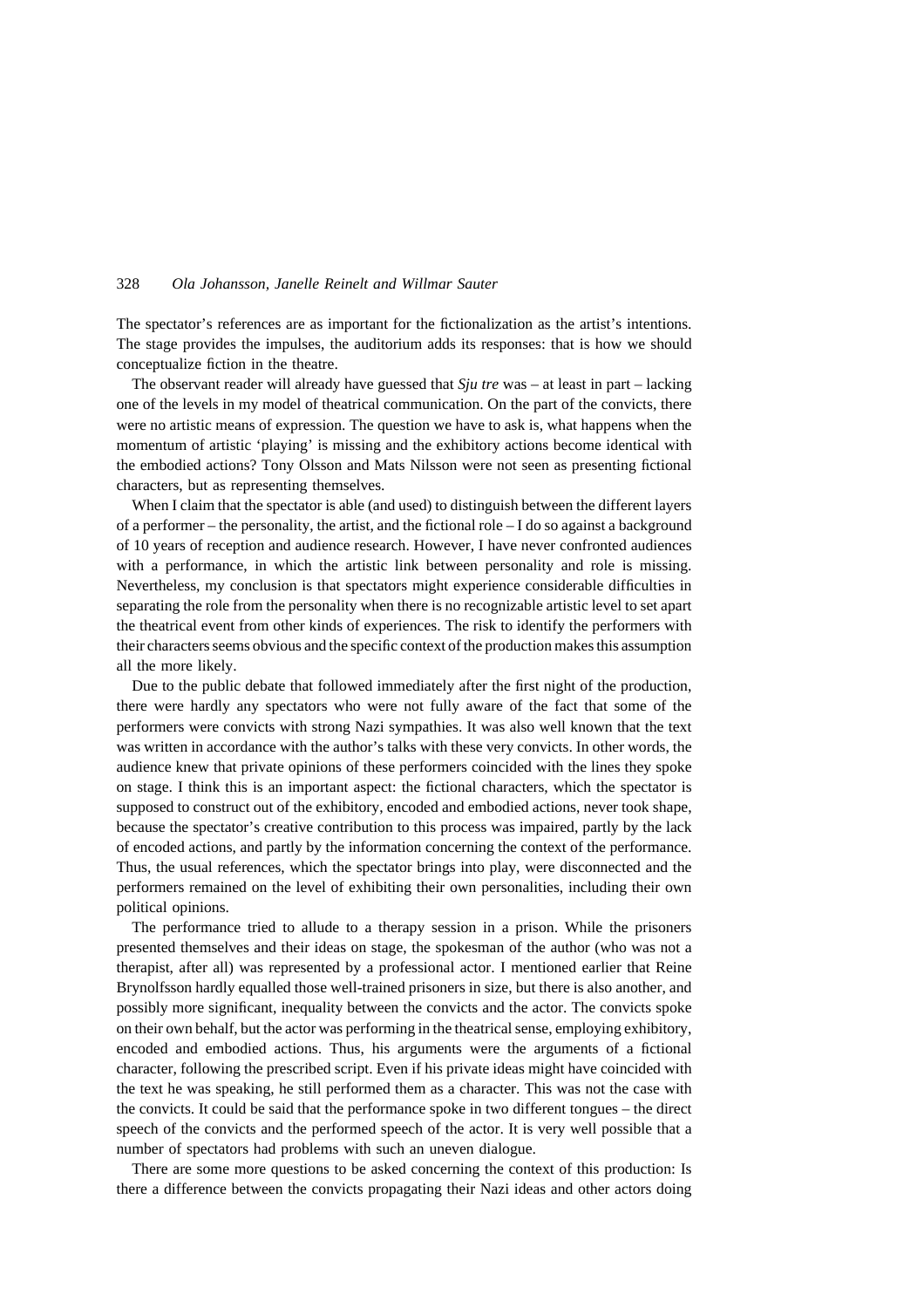The spectator's references are as important for the fictionalization as the artist's intentions. The stage provides the impulses, the auditorium adds its responses: that is how we should conceptualize fiction in the theatre.

The observant reader will already have guessed that *Sju tre* was – at least in part – lacking one of the levels in my model of theatrical communication. On the part of the convicts, there were no artistic means of expression. The question we have to ask is, what happens when the momentum of artistic 'playing' is missing and the exhibitory actions become identical with the embodied actions? Tony Olsson and Mats Nilsson were not seen as presenting fictional characters, but as representing themselves.

When I claim that the spectator is able (and used) to distinguish between the different layers of a performer – the personality, the artist, and the fictional role – I do so against a background of 10 years of reception and audience research. However, I have never confronted audiences with a performance, in which the artistic link between personality and role is missing. Nevertheless, my conclusion is that spectators might experience considerable difficulties in separating the role from the personality when there is no recognizable artistic level to set apart the theatrical event from other kinds of experiences. The risk to identify the performers with their characters seems obvious and the specific context of the production makes this assumption all the more likely.

Due to the public debate that followed immediately after the first night of the production, there were hardly any spectators who were not fully aware of the fact that some of the performers were convicts with strong Nazi sympathies. It was also well known that the text was written in accordance with the author's talks with these very convicts. In other words, the audience knew that private opinions of these performers coincided with the lines they spoke on stage. I think this is an important aspect: the fictional characters, which the spectator is supposed to construct out of the exhibitory, encoded and embodied actions, never took shape, because the spectator's creative contribution to this process was impaired, partly by the lack of encoded actions, and partly by the information concerning the context of the performance. Thus, the usual references, which the spectator brings into play, were disconnected and the performers remained on the level of exhibiting their own personalities, including their own political opinions.

The performance tried to allude to a therapy session in a prison. While the prisoners presented themselves and their ideas on stage, the spokesman of the author (who was not a therapist, after all) was represented by a professional actor. I mentioned earlier that Reine Brynolfsson hardly equalled those well-trained prisoners in size, but there is also another, and possibly more significant, inequality between the convicts and the actor. The convicts spoke on their own behalf, but the actor was performing in the theatrical sense, employing exhibitory, encoded and embodied actions. Thus, his arguments were the arguments of a fictional character, following the prescribed script. Even if his private ideas might have coincided with the text he was speaking, he still performed them as a character. This was not the case with the convicts. It could be said that the performance spoke in two different tongues – the direct speech of the convicts and the performed speech of the actor. It is very well possible that a number of spectators had problems with such an uneven dialogue.

There are some more questions to be asked concerning the context of this production: Is there a difference between the convicts propagating their Nazi ideas and other actors doing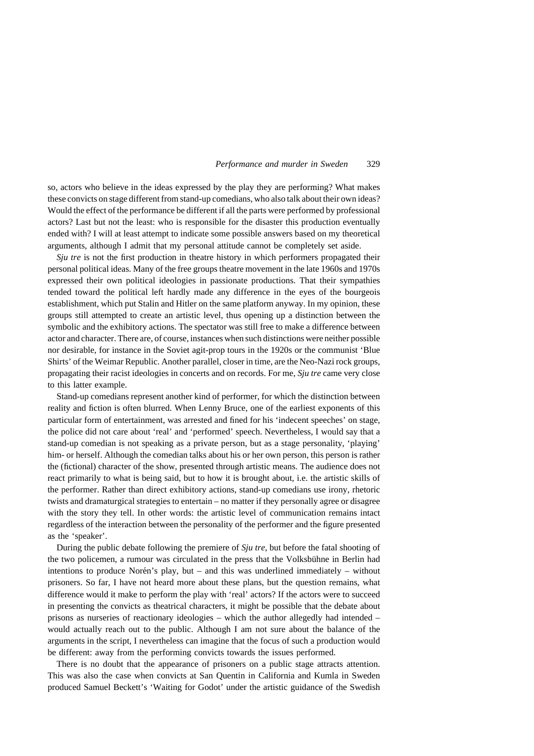so, actors who believe in the ideas expressed by the play they are performing? What makes these convicts on stage different from stand-up comedians, who also talk about their own ideas? Would the effect of the performance be different if all the parts were performed by professional actors? Last but not the least: who is responsible for the disaster this production eventually ended with? I will at least attempt to indicate some possible answers based on my theoretical arguments, although I admit that my personal attitude cannot be completely set aside.

*Sju tre* is not the first production in theatre history in which performers propagated their personal political ideas. Many of the free groups theatre movement in the late 1960s and 1970s expressed their own political ideologies in passionate productions. That their sympathies tended toward the political left hardly made any difference in the eyes of the bourgeois establishment, which put Stalin and Hitler on the same platform anyway. In my opinion, these groups still attempted to create an artistic level, thus opening up a distinction between the symbolic and the exhibitory actions. The spectator was still free to make a difference between actor and character. There are, of course, instances when such distinctions were neither possible nor desirable, for instance in the Soviet agit-prop tours in the 1920s or the communist 'Blue Shirts' of the Weimar Republic. Another parallel, closer in time, are the Neo-Nazi rock groups, propagating their racist ideologies in concerts and on records. For me, *Sju tre* came very close to this latter example.

Stand-up comedians represent another kind of performer, for which the distinction between reality and fiction is often blurred. When Lenny Bruce, one of the earliest exponents of this particular form of entertainment, was arrested and fined for his 'indecent speeches' on stage, the police did not care about 'real' and 'performed' speech. Nevertheless, I would say that a stand-up comedian is not speaking as a private person, but as a stage personality, 'playing' him- or herself. Although the comedian talks about his or her own person, this person is rather the (fictional) character of the show, presented through artistic means. The audience does not react primarily to what is being said, but to how it is brought about, i.e. the artistic skills of the performer. Rather than direct exhibitory actions, stand-up comedians use irony, rhetoric twists and dramaturgical strategies to entertain – no matter if they personally agree or disagree with the story they tell. In other words: the artistic level of communication remains intact regardless of the interaction between the personality of the performer and the figure presented as the 'speaker'.

During the public debate following the premiere of *Sju tre*, but before the fatal shooting of the two policemen, a rumour was circulated in the press that the Volksbühne in Berlin had intentions to produce Norén's play, but – and this was underlined immediately – without prisoners. So far, I have not heard more about these plans, but the question remains, what difference would it make to perform the play with 'real' actors? If the actors were to succeed in presenting the convicts as theatrical characters, it might be possible that the debate about prisons as nurseries of reactionary ideologies – which the author allegedly had intended – would actually reach out to the public. Although I am not sure about the balance of the arguments in the script, I nevertheless can imagine that the focus of such a production would be different: away from the performing convicts towards the issues performed.

There is no doubt that the appearance of prisoners on a public stage attracts attention. This was also the case when convicts at San Quentin in California and Kumla in Sweden produced Samuel Beckett's 'Waiting for Godot' under the artistic guidance of the Swedish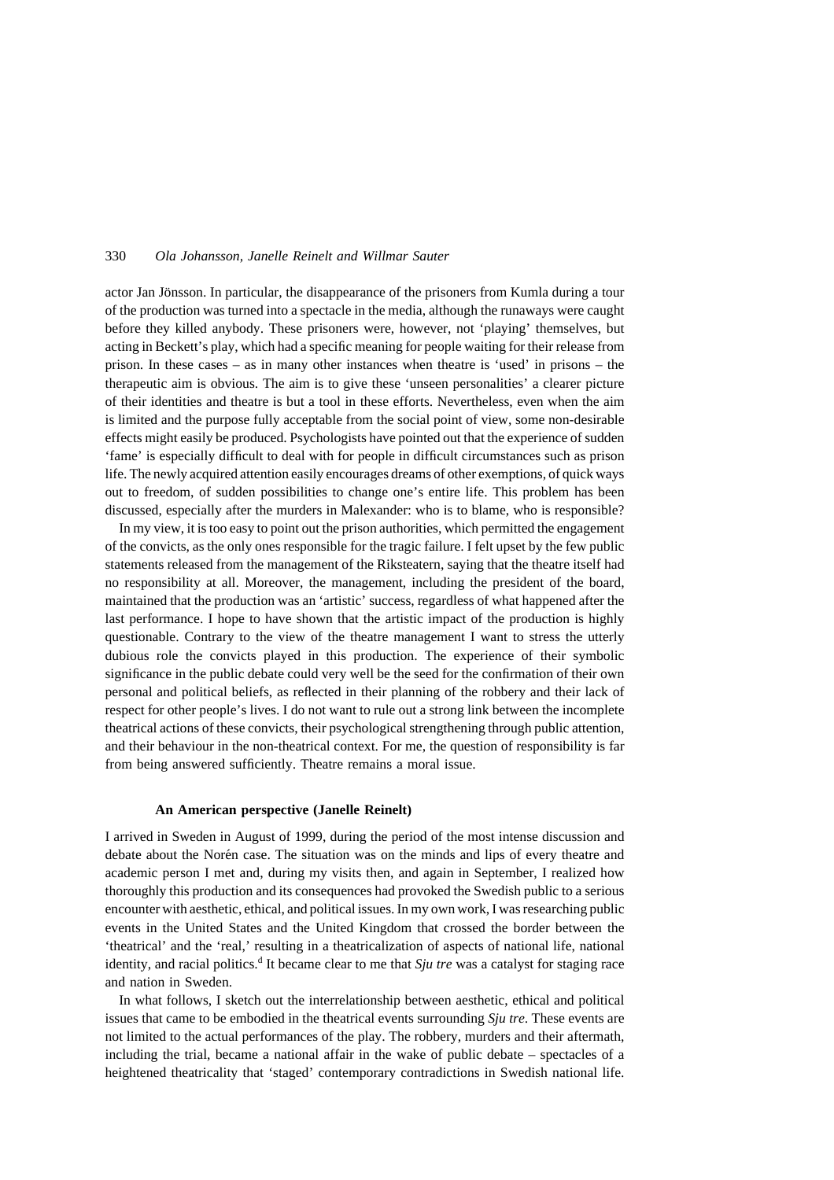actor Jan Jönsson. In particular, the disappearance of the prisoners from Kumla during a tour of the production was turned into a spectacle in the media, although the runaways were caught before they killed anybody. These prisoners were, however, not 'playing' themselves, but acting in Beckett's play, which had a specific meaning for people waiting for their release from prison. In these cases – as in many other instances when theatre is 'used' in prisons – the therapeutic aim is obvious. The aim is to give these 'unseen personalities' a clearer picture of their identities and theatre is but a tool in these efforts. Nevertheless, even when the aim is limited and the purpose fully acceptable from the social point of view, some non-desirable effects might easily be produced. Psychologists have pointed out that the experience of sudden 'fame' is especially difficult to deal with for people in difficult circumstances such as prison life. The newly acquired attention easily encourages dreams of other exemptions, of quick ways out to freedom, of sudden possibilities to change one's entire life. This problem has been discussed, especially after the murders in Malexander: who is to blame, who is responsible?

In my view, it is too easy to point out the prison authorities, which permitted the engagement of the convicts, as the only ones responsible for the tragic failure. I felt upset by the few public statements released from the management of the Riksteatern, saying that the theatre itself had no responsibility at all. Moreover, the management, including the president of the board, maintained that the production was an 'artistic' success, regardless of what happened after the last performance. I hope to have shown that the artistic impact of the production is highly questionable. Contrary to the view of the theatre management I want to stress the utterly dubious role the convicts played in this production. The experience of their symbolic significance in the public debate could very well be the seed for the confirmation of their own personal and political beliefs, as reflected in their planning of the robbery and their lack of respect for other people's lives. I do not want to rule out a strong link between the incomplete theatrical actions of these convicts, their psychological strengthening through public attention, and their behaviour in the non-theatrical context. For me, the question of responsibility is far from being answered sufficiently. Theatre remains a moral issue.

### An American perspective (Janelle Reinelt)

I arrived in Sweden in August of 1999, during the period of the most intense discussion and debate about the Norén case. The situation was on the minds and lips of every theatre and academic person I met and, during my visits then, and again in September, I realized how thoroughly this production and its consequences had provoked the Swedish public to a serious encounter with aesthetic, ethical, and political issues. In my own work, I was researching public events in the United States and the United Kingdom that crossed the border between the 'theatrical' and the 'real,' resulting in a theatricalization of aspects of national life, national identity, and racial politics.[d] It became clear to me that *Sju tre* was a catalyst for staging race and nation in Sweden.

In what follows, I sketch out the interrelationship between aesthetic, ethical and political issues that came to be embodied in the theatrical events surrounding *Sju tre*. These events are not limited to the actual performances of the play. The robbery, murders and their aftermath, including the trial, became a national affair in the wake of public debate – spectacles of a heightened theatricality that 'staged' contemporary contradictions in Swedish national life.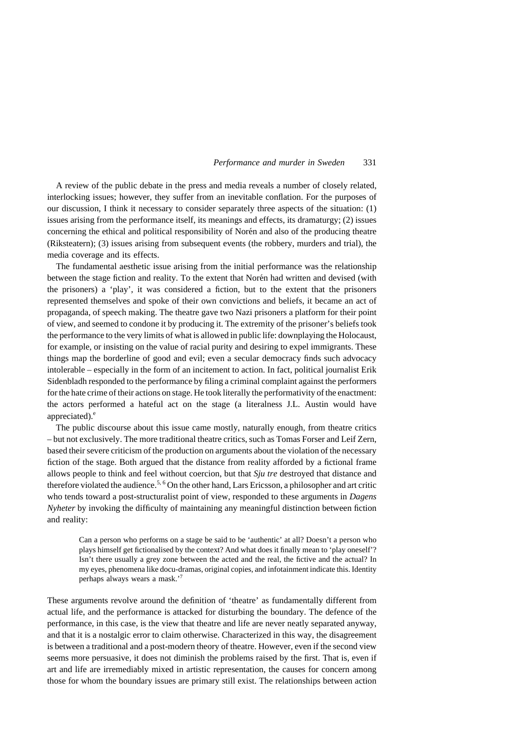A review of the public debate in the press and media reveals a number of closely related, interlocking issues; however, they suffer from an inevitable conflation. For the purposes of our discussion, I think it necessary to consider separately three aspects of the situation: (1) issues arising from the performance itself, its meanings and effects, its dramaturgy; (2) issues concerning the ethical and political responsibility of Norén and also of the producing theatre (Riksteatern); (3) issues arising from subsequent events (the robbery, murders and trial), the media coverage and its effects.

The fundamental aesthetic issue arising from the initial performance was the relationship between the stage fiction and reality. To the extent that Norén had written and devised (with the prisoners) a 'play', it was considered a fiction, but to the extent that the prisoners represented themselves and spoke of their own convictions and beliefs, it became an act of propaganda, of speech making. The theatre gave two Nazi prisoners a platform for their point of view, and seemed to condone it by producing it. The extremity of the prisoner's beliefs took the performance to the very limits of what is allowed in public life: downplaying the Holocaust, for example, or insisting on the value of racial purity and desiring to expel immigrants. These things map the borderline of good and evil; even a secular democracy finds such advocacy intolerable – especially in the form of an incitement to action. In fact, political journalist Erik Sidenbladh responded to the performance by filing a criminal complaint against the performers for the hate crime of their actions on stage. He took literally the performativity of the enactment: the actors performed a hateful act on the stage (a literalness J.L. Austin would have appreciated).[e]

The public discourse about this issue came mostly, naturally enough, from theatre critics – but not exclusively. The more traditional theatre critics, such as Tomas Forser and Leif Zern, based their severe criticism of the production on arguments about the violation of the necessary fiction of the stage. Both argued that the distance from reality afforded by a fictional frame allows people to think and feel without coercion, but that *Sju tre* destroyed that distance and therefore violated the audience.[5, 6] On the other hand, Lars Ericsson, a philosopher and art critic who tends toward a post-structuralist point of view, responded to these arguments in *Dagens Nyheter* by invoking the difficulty of maintaining any meaningful distinction between fiction and reality:

> Can a person who performs on a stage be said to be 'authentic' at all? Doesn't a person who plays himself get fictionalised by the context? And what does it finally mean to 'play oneself'? Isn't there usually a grey zone between the acted and the real, the fictive and the actual? In my eyes, phenomena like docu-dramas, original copies, and infotainment indicate this. Identity perhaps always wears a mask.'[7]

These arguments revolve around the definition of 'theatre' as fundamentally different from actual life, and the performance is attacked for disturbing the boundary. The defence of the performance, in this case, is the view that theatre and life are never neatly separated anyway, and that it is a nostalgic error to claim otherwise. Characterized in this way, the disagreement is between a traditional and a post-modern theory of theatre. However, even if the second view seems more persuasive, it does not diminish the problems raised by the first. That is, even if art and life are irremediably mixed in artistic representation, the causes for concern among those for whom the boundary issues are primary still exist. The relationships between action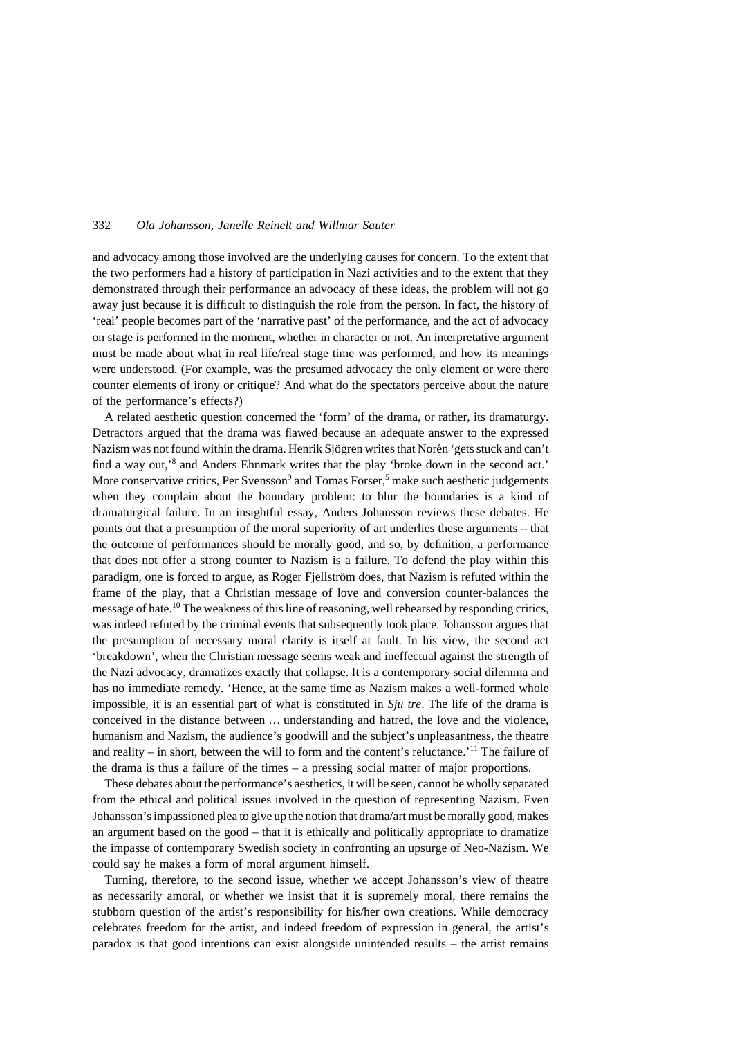and advocacy among those involved are the underlying causes for concern. To the extent that the two performers had a history of participation in Nazi activities and to the extent that they demonstrated through their performance an advocacy of these ideas, the problem will not go away just because it is difficult to distinguish the role from the person. In fact, the history of 'real' people becomes part of the 'narrative past' of the performance, and the act of advocacy on stage is performed in the moment, whether in character or not. An interpretative argument must be made about what in real life/real stage time was performed, and how its meanings were understood. (For example, was the presumed advocacy the only element or were there counter elements of irony or critique? And what do the spectators perceive about the nature of the performance's effects?)

A related aesthetic question concerned the 'form' of the drama, or rather, its dramaturgy. Detractors argued that the drama was flawed because an adequate answer to the expressed Nazism was not found within the drama. Henrik Sjögren writes that Norén 'gets stuck and can't find a way out,'[8] and Anders Ehnmark writes that the play 'broke down in the second act.' More conservative critics, Per Svensson[9] and Tomas Forser,[5] make such aesthetic judgements when they complain about the boundary problem: to blur the boundaries is a kind of dramaturgical failure. In an insightful essay, Anders Johansson reviews these debates. He points out that a presumption of the moral superiority of art underlies these arguments – that the outcome of performances should be morally good, and so, by definition, a performance that does not offer a strong counter to Nazism is a failure. To defend the play within this paradigm, one is forced to argue, as Roger Fjellström does, that Nazism is refuted within the frame of the play, that a Christian message of love and conversion counter-balances the message of hate.[10] The weakness of this line of reasoning, well rehearsed by responding critics, was indeed refuted by the criminal events that subsequently took place. Johansson argues that the presumption of necessary moral clarity is itself at fault. In his view, the second act 'breakdown', when the Christian message seems weak and ineffectual against the strength of the Nazi advocacy, dramatizes exactly that collapse. It is a contemporary social dilemma and has no immediate remedy. 'Hence, at the same time as Nazism makes a well-formed whole impossible, it is an essential part of what is constituted in *Sju tre*. The life of the drama is conceived in the distance between … understanding and hatred, the love and the violence, humanism and Nazism, the audience's goodwill and the subject's unpleasantness, the theatre and reality – in short, between the will to form and the content's reluctance.'[11] The failure of the drama is thus a failure of the times – a pressing social matter of major proportions.

These debates about the performance's aesthetics, it will be seen, cannot be wholly separated from the ethical and political issues involved in the question of representing Nazism. Even Johansson's impassioned plea to give up the notion that drama/art must be morally good, makes an argument based on the good – that it is ethically and politically appropriate to dramatize the impasse of contemporary Swedish society in confronting an upsurge of Neo-Nazism. We could say he makes a form of moral argument himself.

Turning, therefore, to the second issue, whether we accept Johansson's view of theatre as necessarily amoral, or whether we insist that it is supremely moral, there remains the stubborn question of the artist's responsibility for his/her own creations. While democracy celebrates freedom for the artist, and indeed freedom of expression in general, the artist's paradox is that good intentions can exist alongside unintended results – the artist remains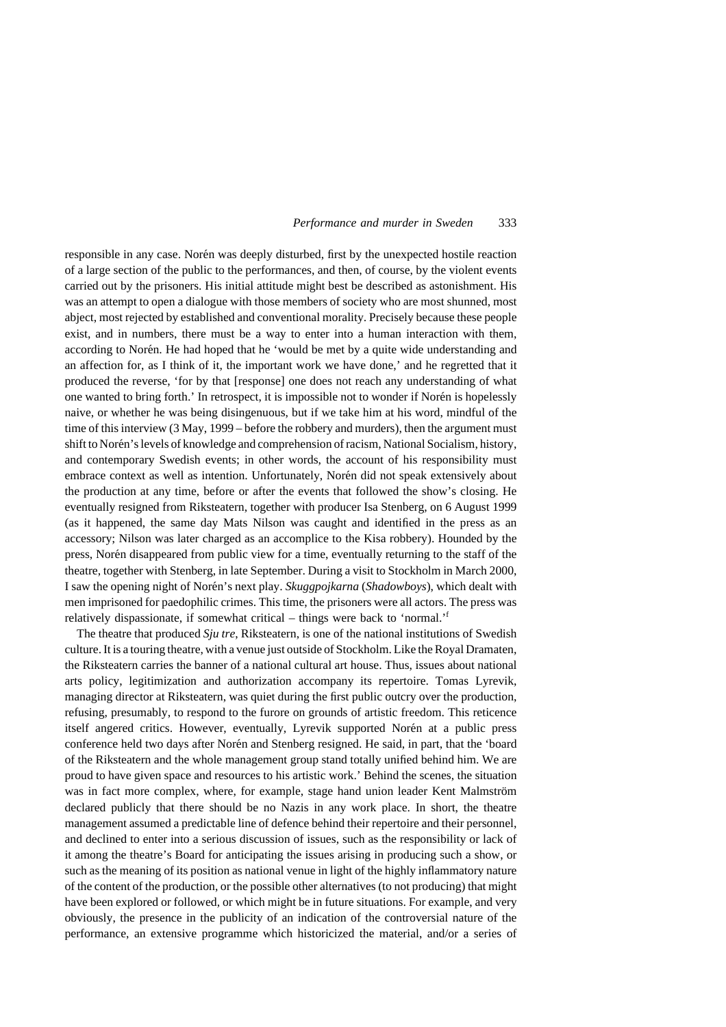responsible in any case. Norén was deeply disturbed, first by the unexpected hostile reaction of a large section of the public to the performances, and then, of course, by the violent events carried out by the prisoners. His initial attitude might best be described as astonishment. His was an attempt to open a dialogue with those members of society who are most shunned, most abject, most rejected by established and conventional morality. Precisely because these people exist, and in numbers, there must be a way to enter into a human interaction with them, according to Norén. He had hoped that he 'would be met by a quite wide understanding and an affection for, as I think of it, the important work we have done,' and he regretted that it produced the reverse, 'for by that [response] one does not reach any understanding of what one wanted to bring forth.' In retrospect, it is impossible not to wonder if Norén is hopelessly naive, or whether he was being disingenuous, but if we take him at his word, mindful of the time of this interview (3 May, 1999 – before the robbery and murders), then the argument must shift to Norén's levels of knowledge and comprehension of racism, National Socialism, history, and contemporary Swedish events; in other words, the account of his responsibility must embrace context as well as intention. Unfortunately, Norén did not speak extensively about the production at any time, before or after the events that followed the show's closing. He eventually resigned from Riksteatern, together with producer Isa Stenberg, on 6 August 1999 (as it happened, the same day Mats Nilson was caught and identified in the press as an accessory; Nilson was later charged as an accomplice to the Kisa robbery). Hounded by the press, Norén disappeared from public view for a time, eventually returning to the staff of the theatre, together with Stenberg, in late September. During a visit to Stockholm in March 2000, I saw the opening night of Norén's next play. *Skuggpojkarna* (*Shadowboys*), which dealt with men imprisoned for paedophilic crimes. This time, the prisoners were all actors. The press was relatively dispassionate, if somewhat critical – things were back to 'normal.'[f]

The theatre that produced *Sju tre*, Riksteatern, is one of the national institutions of Swedish culture. It is a touring theatre, with a venue just outside of Stockholm. Like the Royal Dramaten, the Riksteatern carries the banner of a national cultural art house. Thus, issues about national arts policy, legitimization and authorization accompany its repertoire. Tomas Lyrevik, managing director at Riksteatern, was quiet during the first public outcry over the production, refusing, presumably, to respond to the furore on grounds of artistic freedom. This reticence itself angered critics. However, eventually, Lyrevik supported Norén at a public press conference held two days after Norén and Stenberg resigned. He said, in part, that the 'board of the Riksteatern and the whole management group stand totally unified behind him. We are proud to have given space and resources to his artistic work.' Behind the scenes, the situation was in fact more complex, where, for example, stage hand union leader Kent Malmström declared publicly that there should be no Nazis in any work place. In short, the theatre management assumed a predictable line of defence behind their repertoire and their personnel, and declined to enter into a serious discussion of issues, such as the responsibility or lack of it among the theatre's Board for anticipating the issues arising in producing such a show, or such as the meaning of its position as national venue in light of the highly inflammatory nature of the content of the production, or the possible other alternatives (to not producing) that might have been explored or followed, or which might be in future situations. For example, and very obviously, the presence in the publicity of an indication of the controversial nature of the performance, an extensive programme which historicized the material, and/or a series of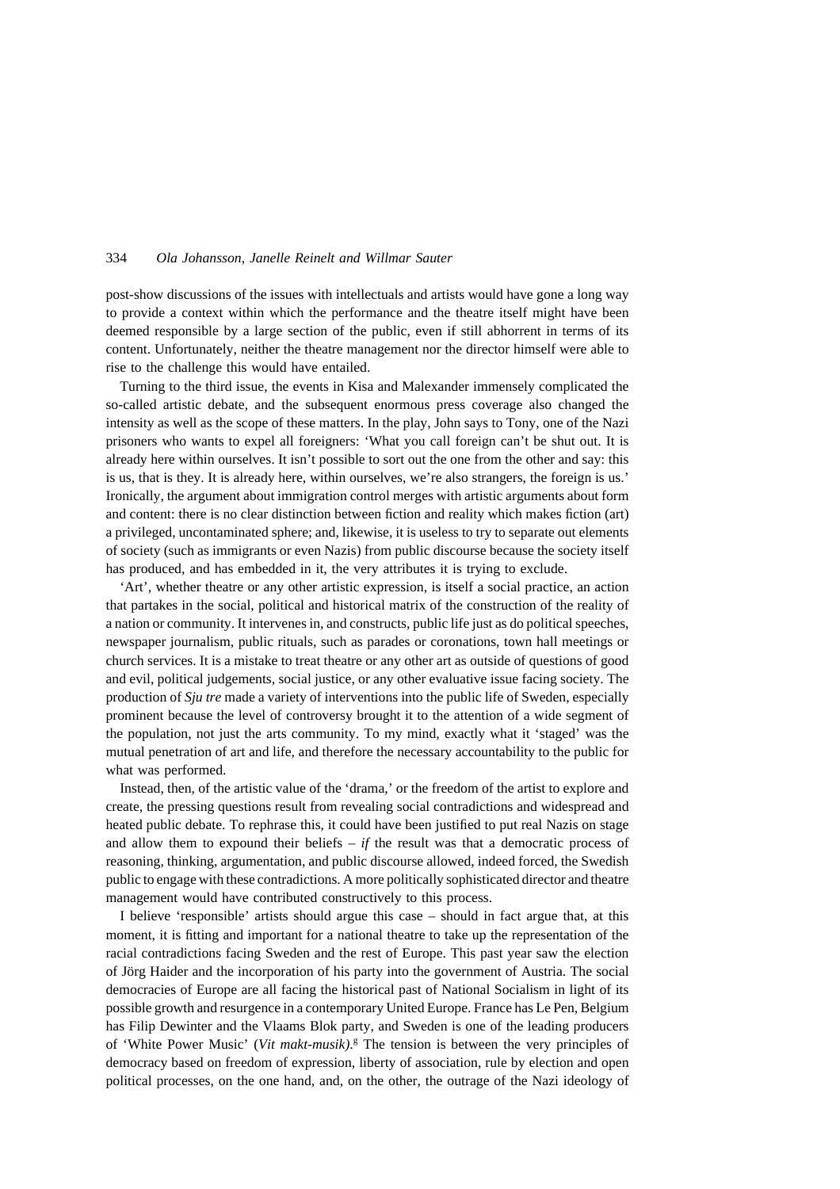post-show discussions of the issues with intellectuals and artists would have gone a long way to provide a context within which the performance and the theatre itself might have been deemed responsible by a large section of the public, even if still abhorrent in terms of its content. Unfortunately, neither the theatre management nor the director himself were able to rise to the challenge this would have entailed.

Turning to the third issue, the events in Kisa and Malexander immensely complicated the so-called artistic debate, and the subsequent enormous press coverage also changed the intensity as well as the scope of these matters. In the play, John says to Tony, one of the Nazi prisoners who wants to expel all foreigners: 'What you call foreign can't be shut out. It is already here within ourselves. It isn't possible to sort out the one from the other and say: this is us, that is they. It is already here, within ourselves, we're also strangers, the foreign is us.' Ironically, the argument about immigration control merges with artistic arguments about form and content: there is no clear distinction between fiction and reality which makes fiction (art) a privileged, uncontaminated sphere; and, likewise, it is useless to try to separate out elements of society (such as immigrants or even Nazis) from public discourse because the society itself has produced, and has embedded in it, the very attributes it is trying to exclude.

'Art', whether theatre or any other artistic expression, is itself a social practice, an action that partakes in the social, political and historical matrix of the construction of the reality of a nation or community. It intervenes in, and constructs, public life just as do political speeches, newspaper journalism, public rituals, such as parades or coronations, town hall meetings or church services. It is a mistake to treat theatre or any other art as outside of questions of good and evil, political judgements, social justice, or any other evaluative issue facing society. The production of *Sju tre* made a variety of interventions into the public life of Sweden, especially prominent because the level of controversy brought it to the attention of a wide segment of the population, not just the arts community. To my mind, exactly what it 'staged' was the mutual penetration of art and life, and therefore the necessary accountability to the public for what was performed.

Instead, then, of the artistic value of the 'drama,' or the freedom of the artist to explore and create, the pressing questions result from revealing social contradictions and widespread and heated public debate. To rephrase this, it could have been justified to put real Nazis on stage and allow them to expound their beliefs – *if* the result was that a democratic process of reasoning, thinking, argumentation, and public discourse allowed, indeed forced, the Swedish public to engage with these contradictions. A more politically sophisticated director and theatre management would have contributed constructively to this process.

I believe 'responsible' artists should argue this case – should in fact argue that, at this moment, it is fitting and important for a national theatre to take up the representation of the racial contradictions facing Sweden and the rest of Europe. This past year saw the election of Jörg Haider and the incorporation of his party into the government of Austria. The social democracies of Europe are all facing the historical past of National Socialism in light of its possible growth and resurgence in a contemporary United Europe. France has Le Pen, Belgium has Filip Dewinter and the Vlaams Blok party, and Sweden is one of the leading producers of 'White Power Music' (*Vit makt-musik)*.[8] The tension is between the very principles of democracy based on freedom of expression, liberty of association, rule by election and open political processes, on the one hand, and, on the other, the outrage of the Nazi ideology of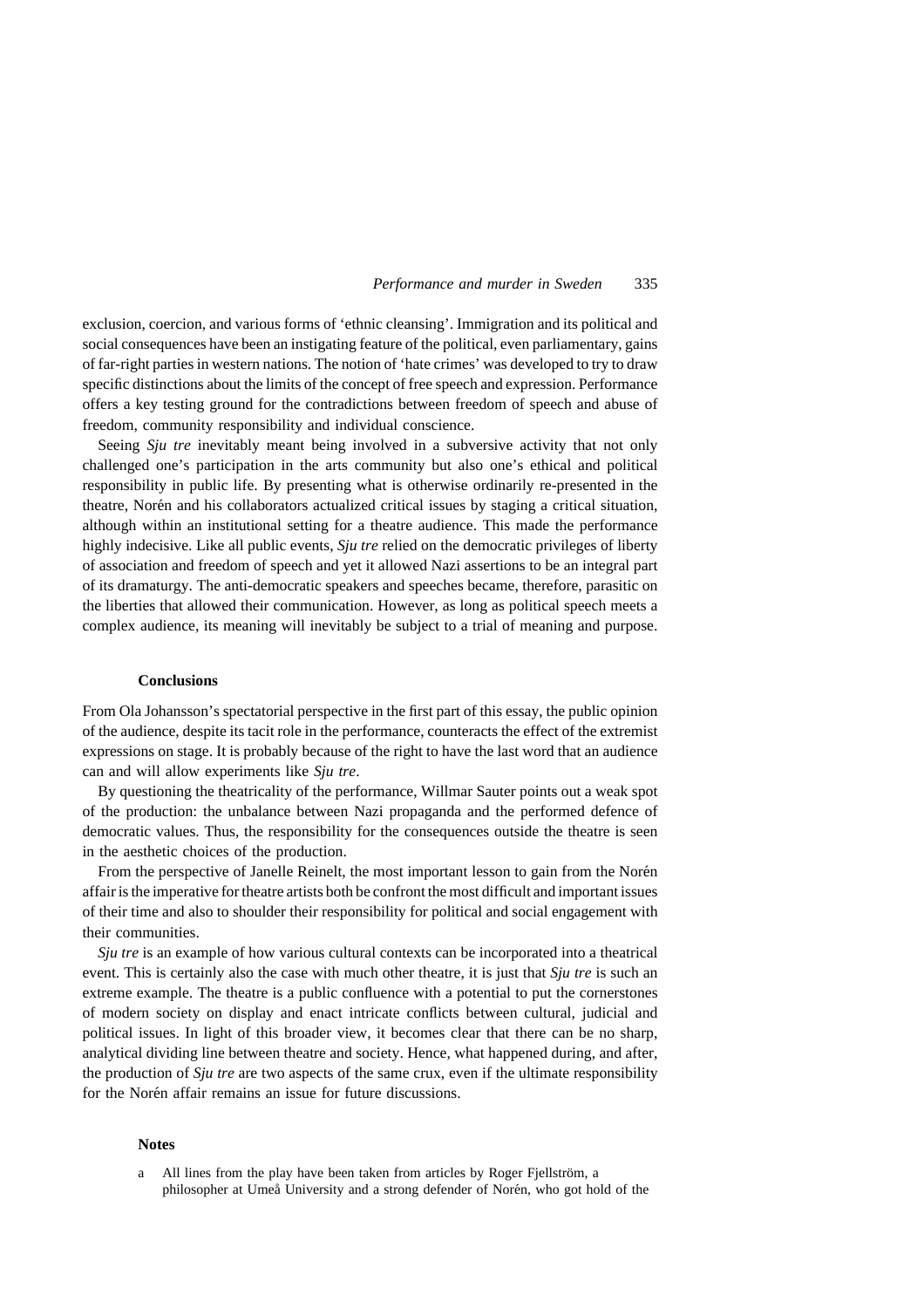exclusion, coercion, and various forms of 'ethnic cleansing'. Immigration and its political and social consequences have been an instigating feature of the political, even parliamentary, gains of far-right parties in western nations. The notion of 'hate crimes' was developed to try to draw specific distinctions about the limits of the concept of free speech and expression. Performance offers a key testing ground for the contradictions between freedom of speech and abuse of freedom, community responsibility and individual conscience.

Seeing *Sju tre* inevitably meant being involved in a subversive activity that not only challenged one's participation in the arts community but also one's ethical and political responsibility in public life. By presenting what is otherwise ordinarily re-presented in the theatre, Norén and his collaborators actualized critical issues by staging a critical situation, although within an institutional setting for a theatre audience. This made the performance highly indecisive. Like all public events, *Sju tre* relied on the democratic privileges of liberty of association and freedom of speech and yet it allowed Nazi assertions to be an integral part of its dramaturgy. The anti-democratic speakers and speeches became, therefore, parasitic on the liberties that allowed their communication. However, as long as political speech meets a complex audience, its meaning will inevitably be subject to a trial of meaning and purpose.

## Conclusions

From Ola Johansson's spectatorial perspective in the first part of this essay, the public opinion of the audience, despite its tacit role in the performance, counteracts the effect of the extremist expressions on stage. It is probably because of the right to have the last word that an audience can and will allow experiments like *Sju tre*.

By questioning the theatricality of the performance, Willmar Sauter points out a weak spot of the production: the unbalance between Nazi propaganda and the performed defence of democratic values. Thus, the responsibility for the consequences outside the theatre is seen in the aesthetic choices of the production.

From the perspective of Janelle Reinelt, the most important lesson to gain from the Norén affair is the imperative for theatre artists both be confront the most difficult and important issues of their time and also to shoulder their responsibility for political and social engagement with their communities.

*Sju tre* is an example of how various cultural contexts can be incorporated into a theatrical event. This is certainly also the case with much other theatre, it is just that *Sju tre* is such an extreme example. The theatre is a public confluence with a potential to put the cornerstones of modern society on display and enact intricate conflicts between cultural, judicial and political issues. In light of this broader view, it becomes clear that there can be no sharp, analytical dividing line between theatre and society. Hence, what happened during, and after, the production of *Sju tre* are two aspects of the same crux, even if the ultimate responsibility for the Norén affair remains an issue for future discussions.

## Notes

a All lines from the play have been taken from articles by Roger Fjellström, a philosopher at Umeå University and a strong defender of Norén, who got hold of the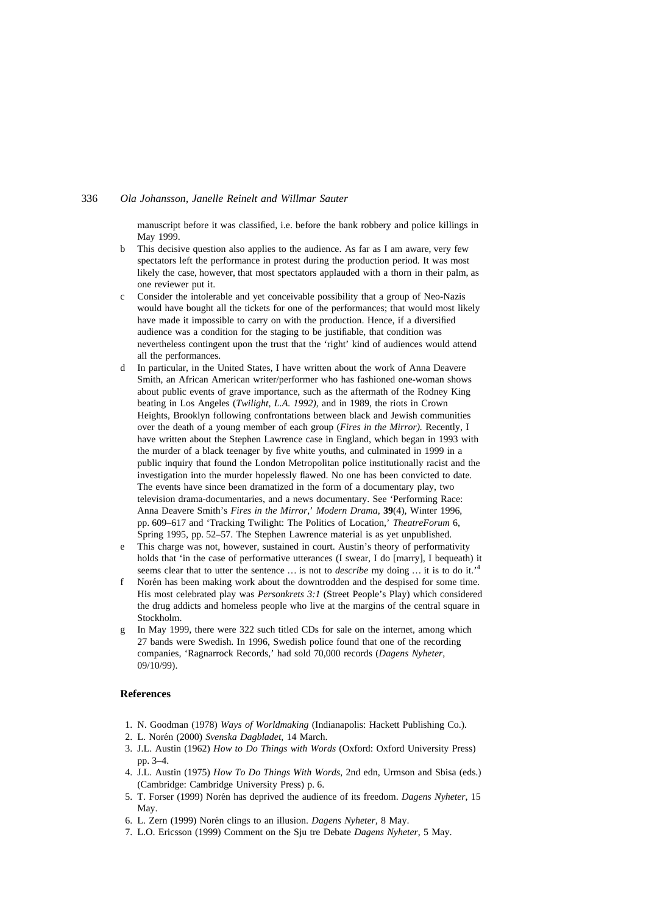manuscript before it was classified, i.e. before the bank robbery and police killings in May 1999.

b This decisive question also applies to the audience. As far as I am aware, very few spectators left the performance in protest during the production period. It was most likely the case, however, that most spectators applauded with a thorn in their palm, as one reviewer put it.

c Consider the intolerable and yet conceivable possibility that a group of Neo-Nazis would have bought all the tickets for one of the performances; that would most likely have made it impossible to carry on with the production. Hence, if a diversified audience was a condition for the staging to be justifiable, that condition was nevertheless contingent upon the trust that the 'right' kind of audiences would attend all the performances.

d In particular, in the United States, I have written about the work of Anna Deavere Smith, an African American writer/performer who has fashioned one-woman shows about public events of grave importance, such as the aftermath of the Rodney King beating in Los Angeles (*Twilight, L.A. 1992),* and in 1989, the riots in Crown Heights, Brooklyn following confrontations between black and Jewish communities over the death of a young member of each group (*Fires in the Mirror).* Recently, I have written about the Stephen Lawrence case in England, which began in 1993 with the murder of a black teenager by five white youths, and culminated in 1999 in a public inquiry that found the London Metropolitan police institutionally racist and the investigation into the murder hopelessly flawed. No one has been convicted to date. The events have since been dramatized in the form of a documentary play, two television drama-documentaries, and a news documentary. See 'Performing Race: Anna Deavere Smith's *Fires in the Mirror*,' *Modern Drama*, **39**(4), Winter 1996, pp. 609–617 and 'Tracking Twilight: The Politics of Location,' *TheatreForum* 6, Spring 1995, pp. 52–57. The Stephen Lawrence material is as yet unpublished.

e This charge was not, however, sustained in court. Austin's theory of performativity holds that 'in the case of performative utterances (I swear, I do [marry], I bequeath) it seems clear that to utter the sentence … is not to *describe* my doing … it is to do it.'[4]

f Norén has been making work about the downtrodden and the despised for some time. His most celebrated play was *Personkrets 3:1* (Street People's Play) which considered the drug addicts and homeless people who live at the margins of the central square in Stockholm.

g In May 1999, there were 322 such titled CDs for sale on the internet, among which 27 bands were Swedish. In 1996, Swedish police found that one of the recording companies, 'Ragnarrock Records,' had sold 70,000 records (*Dagens Nyheter*, 09/10/99).

## References

1. N. Goodman (1978) *Ways of Worldmaking* (Indianapolis: Hackett Publishing Co.).
2. L. Norén (2000) *Svenska Dagbladet*, 14 March.
3. J.L. Austin (1962) *How to Do Things with Words* (Oxford: Oxford University Press) pp. 3–4.
4. J.L. Austin (1975) *How To Do Things With Words*, 2nd edn, Urmson and Sbisa (eds.) (Cambridge: Cambridge University Press) p. 6.
5. T. Forser (1999) Norén has deprived the audience of its freedom. *Dagens Nyheter*, 15 May.
6. L. Zern (1999) Norén clings to an illusion. *Dagens Nyheter*, 8 May.
7. L.O. Ericsson (1999) Comment on the Sju tre Debate *Dagens Nyheter*, 5 May.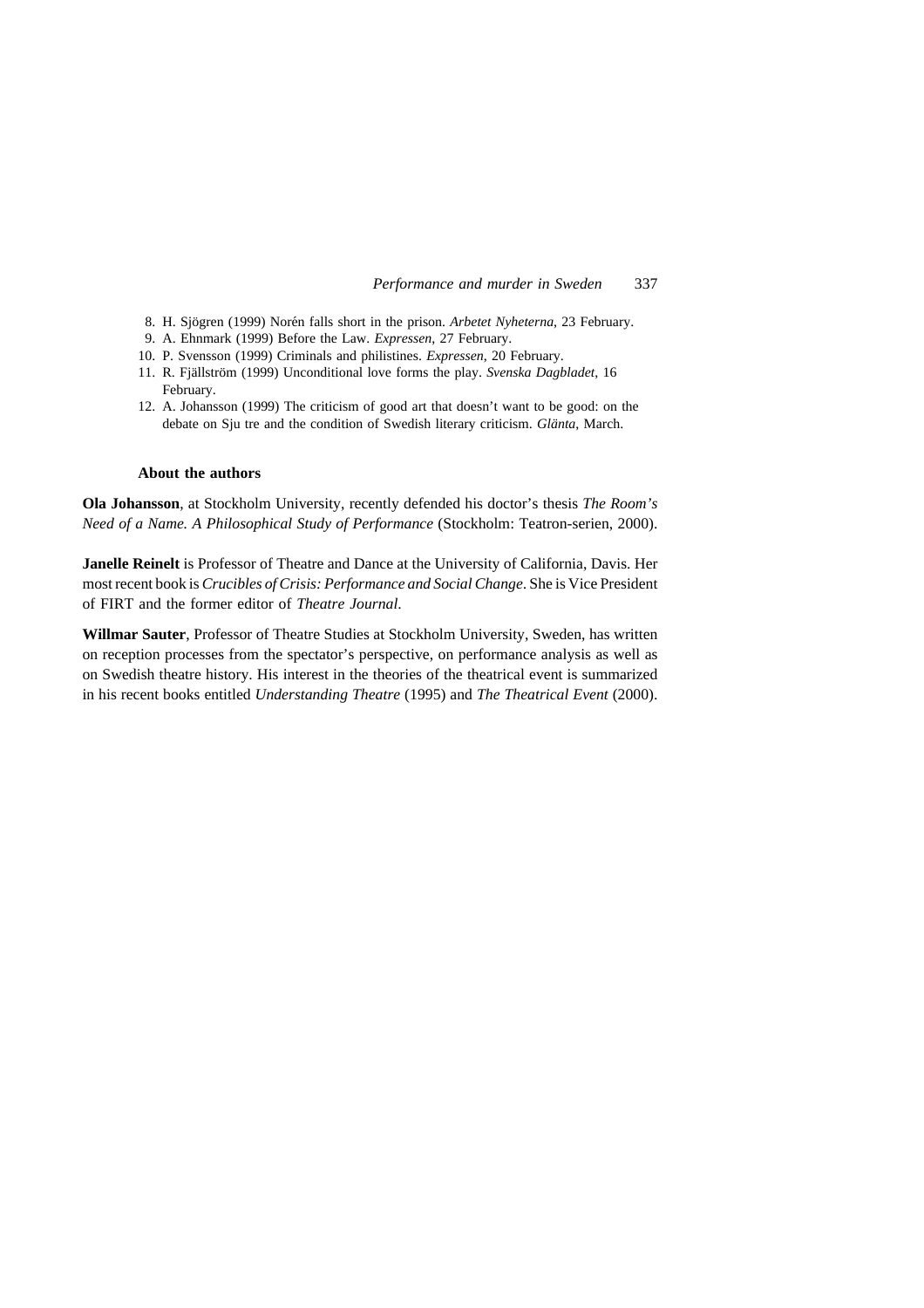8. H. Sjögren (1999) Norén falls short in the prison. *Arbetet Nyheterna*, 23 February.
9. A. Ehnmark (1999) Before the Law. *Expressen*, 27 February.
10. P. Svensson (1999) Criminals and philistines. *Expressen*, 20 February.
11. R. Fjällström (1999) Unconditional love forms the play. *Svenska Dagbladet*, 16 February.
12. A. Johansson (1999) The criticism of good art that doesn't want to be good: on the debate on Sju tre and the condition of Swedish literary criticism. *Glänta*, March.

### About the authors

**Ola Johansson**, at Stockholm University, recently defended his doctor's thesis *The Room's Need of a Name. A Philosophical Study of Performance* (Stockholm: Teatron-serien, 2000).

**Janelle Reinelt** is Professor of Theatre and Dance at the University of California, Davis. Her most recent book is *Crucibles of Crisis: Performance and Social Change*. She is Vice President of FIRT and the former editor of *Theatre Journal*.

**Willmar Sauter**, Professor of Theatre Studies at Stockholm University, Sweden, has written on reception processes from the spectator's perspective, on performance analysis as well as on Swedish theatre history. His interest in the theories of the theatrical event is summarized in his recent books entitled *Understanding Theatre* (1995) and *The Theatrical Event* (2000).